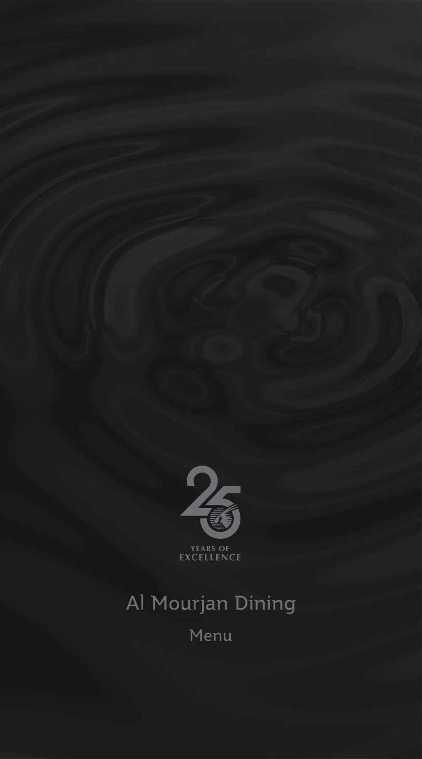25

YEARS OF
EXCELLENCE

# Al Mourjan Dining

## Menu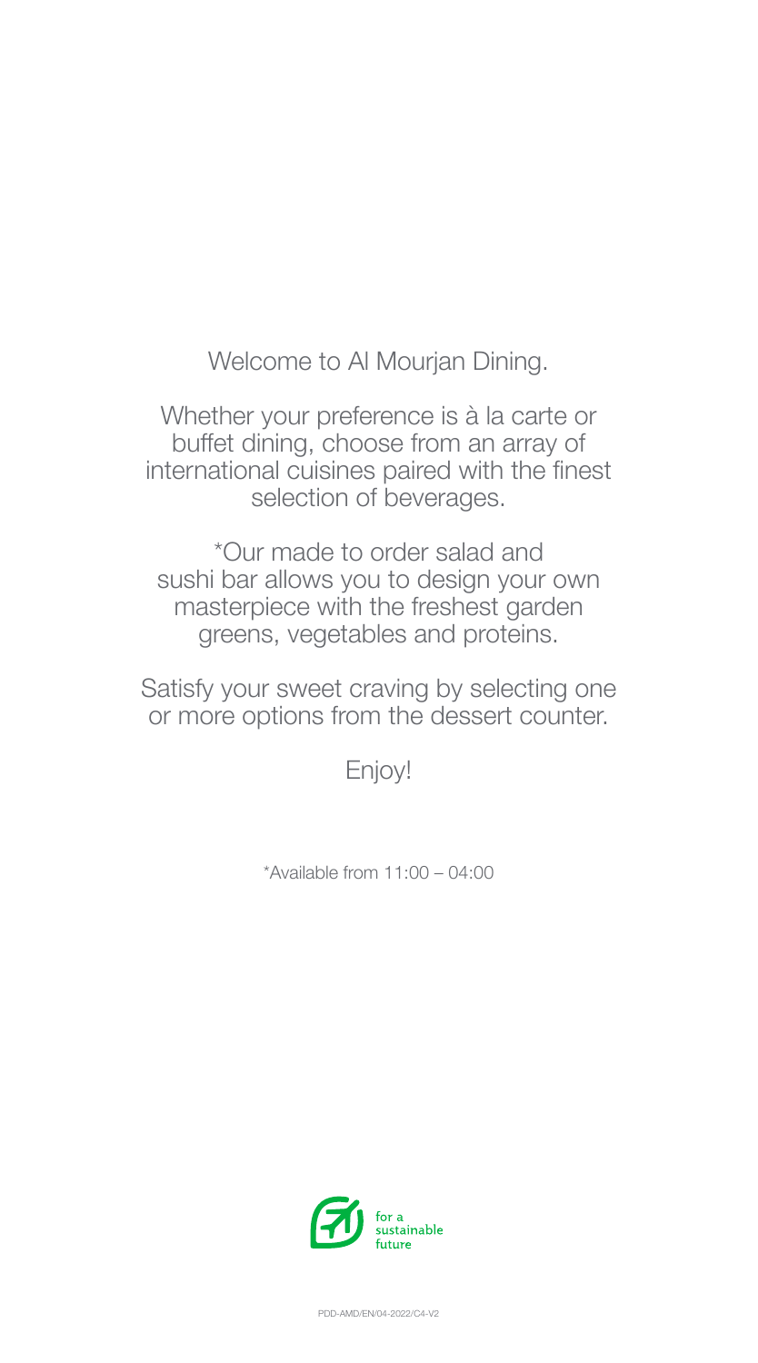Welcome to Al Mourjan Dining.

Whether your preference is à la carte or buffet dining, choose from an array of international cuisines paired with the finest selection of beverages.

*Our made to order salad and sushi bar allows you to design your own masterpiece with the freshest garden greens, vegetables and proteins.

Satisfy your sweet craving by selecting one or more options from the dessert counter.

Enjoy!

*Available from 11:00 – 04:00

for a sustainable future

PDD-AMD/EN/04-2022/C4-V2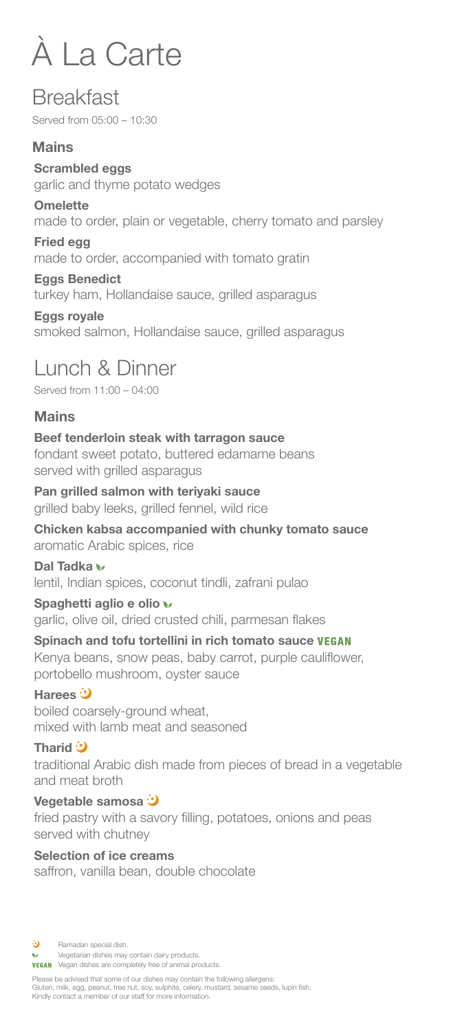# À La Carte

## Breakfast

Served from 05:00 – 10:30

### Mains

**Scrambled eggs**
garlic and thyme potato wedges

**Omelette**
made to order, plain or vegetable, cherry tomato and parsley

**Fried egg**
made to order, accompanied with tomato gratin

**Eggs Benedict**
turkey ham, Hollandaise sauce, grilled asparagus

**Eggs royale**
smoked salmon, Hollandaise sauce, grilled asparagus

## Lunch & Dinner

Served from 11:00 – 04:00

### Mains

**Beef tenderloin steak with tarragon sauce**
fondant sweet potato, buttered edamame beans
served with grilled asparagus

**Pan grilled salmon with teriyaki sauce**
grilled baby leeks, grilled fennel, wild rice

**Chicken kabsa accompanied with chunky tomato sauce**
aromatic Arabic spices, rice

**Dal Tadka** (Vegetarian)
lentil, Indian spices, coconut tindli, zafrani pulao

**Spaghetti aglio e olio** (Vegetarian)
garlic, olive oil, dried crusted chili, parmesan flakes

**Spinach and tofu tortellini in rich tomato sauce** VEGAN
Kenya beans, snow peas, baby carrot, purple cauliflower,
portobello mushroom, oyster sauce

**Harees** (Ramadan special)
boiled coarsely-ground wheat,
mixed with lamb meat and seasoned

**Tharid** (Ramadan special)
traditional Arabic dish made from pieces of bread in a vegetable and meat broth

**Vegetable samosa** (Ramadan special)
fried pastry with a savory filling, potatoes, onions and peas
served with chutney

**Selection of ice creams**
saffron, vanilla bean, double chocolate

(Ramadan special) Ramadan special dish.
(Vegetarian) Vegetarian dishes may contain dairy products.
VEGAN Vegan dishes are completely free of animal products.

Please be advised that some of our dishes may contain the following allergens:
Gluten, milk, egg, peanut, tree nut, soy, sulphite, celery, mustard, sesame seeds, lupin fish.
Kindly contact a member of our staff for more information.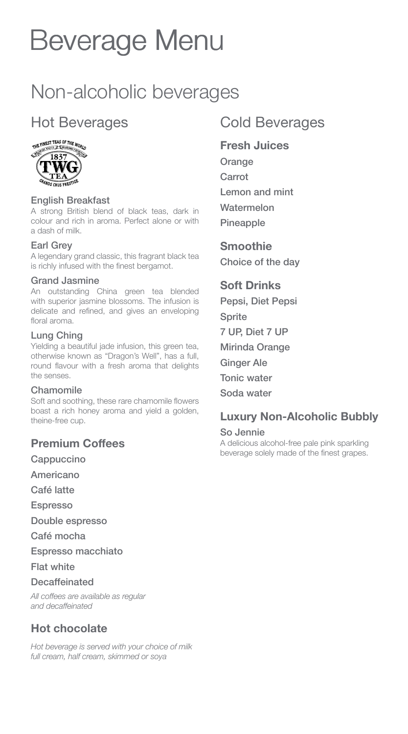# Beverage Menu

## Non-alcoholic beverages

### Hot Beverages

**English Breakfast**
A strong British blend of black teas, dark in colour and rich in aroma. Perfect alone or with a dash of milk.

**Earl Grey**
A legendary grand classic, this fragrant black tea is richly infused with the finest bergamot.

**Grand Jasmine**
An outstanding China green tea blended with superior jasmine blossoms. The infusion is delicate and refined, and gives an enveloping floral aroma.

**Lung Ching**
Yielding a beautiful jade infusion, this green tea, otherwise known as "Dragon's Well", has a full, round flavour with a fresh aroma that delights the senses.

**Chamomile**
Soft and soothing, these rare chamomile flowers boast a rich honey aroma and yield a golden, theine-free cup.

#### Premium Coffees

Cappuccino

Americano

Café latte

Espresso

Double espresso

Café mocha

Espresso macchiato

Flat white

Decaffeinated

*All coffees are available as regular and decaffeinated*

#### Hot chocolate

*Hot beverage is served with your choice of milk full cream, half cream, skimmed or soya*

### Cold Beverages

#### Fresh Juices

Orange

Carrot

Lemon and mint

Watermelon

Pineapple

#### Smoothie

Choice of the day

#### Soft Drinks

Pepsi, Diet Pepsi

Sprite

7 UP, Diet 7 UP

Mirinda Orange

Ginger Ale

Tonic water

Soda water

#### Luxury Non-Alcoholic Bubbly

**So Jennie**
A delicious alcohol-free pale pink sparkling beverage solely made of the finest grapes.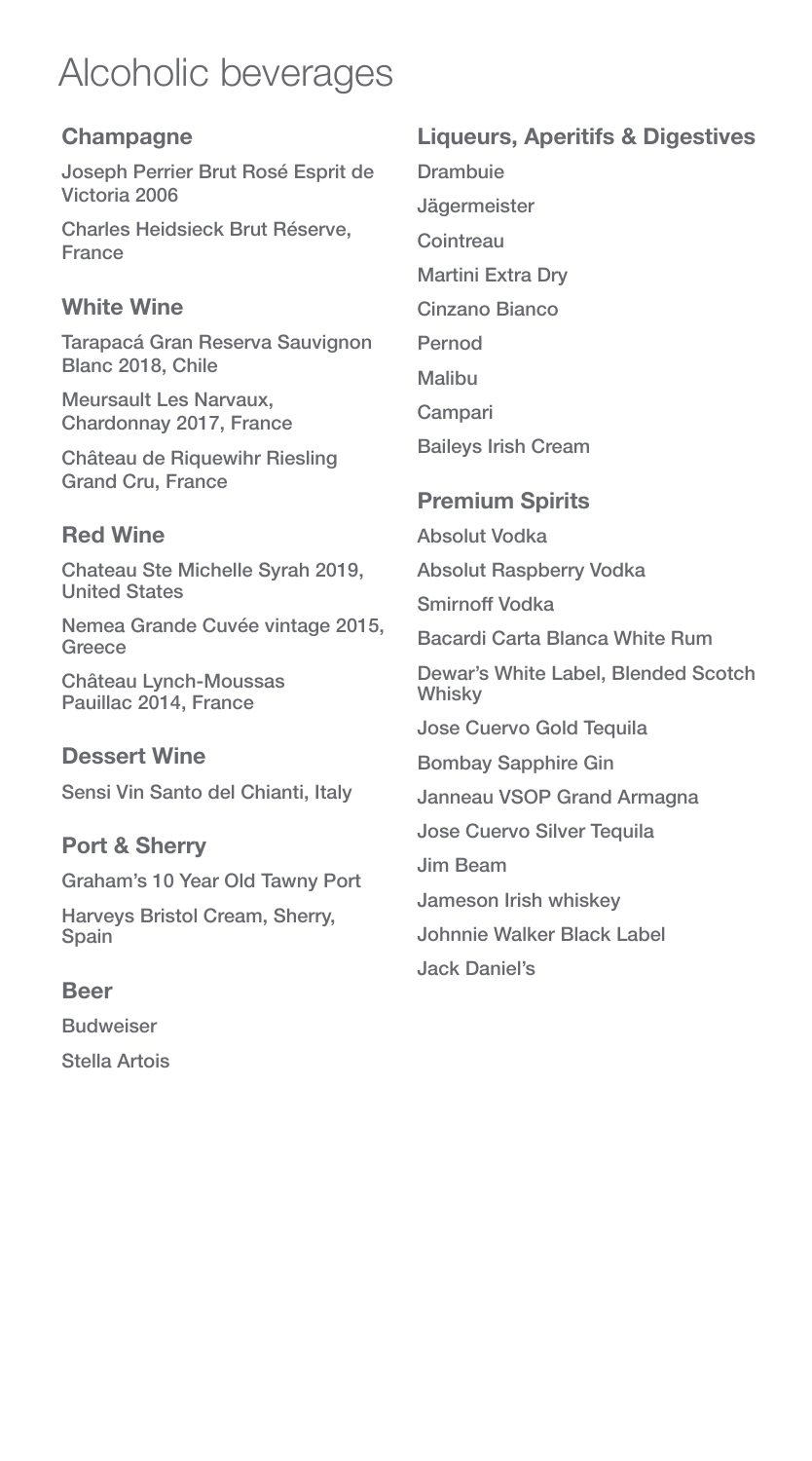# Alcoholic beverages

## Champagne

Joseph Perrier Brut Rosé Esprit de Victoria 2006

Charles Heidsieck Brut Réserve, France

## White Wine

Tarapacá Gran Reserva Sauvignon Blanc 2018, Chile

Meursault Les Narvaux, Chardonnay 2017, France

Château de Riquewihr Riesling Grand Cru, France

## Red Wine

Chateau Ste Michelle Syrah 2019, United States

Nemea Grande Cuvée vintage 2015, Greece

Château Lynch-Moussas Pauillac 2014, France

## Dessert Wine

Sensi Vin Santo del Chianti, Italy

## Port & Sherry

Graham's 10 Year Old Tawny Port

Harveys Bristol Cream, Sherry, Spain

## Beer

Budweiser

Stella Artois

## Liqueurs, Aperitifs & Digestives

Drambuie

Jägermeister

Cointreau

Martini Extra Dry

Cinzano Bianco

Pernod

Malibu

Campari

Baileys Irish Cream

## Premium Spirits

Absolut Vodka

Absolut Raspberry Vodka

Smirnoff Vodka

Bacardi Carta Blanca White Rum

Dewar's White Label, Blended Scotch Whisky

Jose Cuervo Gold Tequila

Bombay Sapphire Gin

Janneau VSOP Grand Armagna

Jose Cuervo Silver Tequila

Jim Beam

Jameson Irish whiskey

Johnnie Walker Black Label

Jack Daniel's